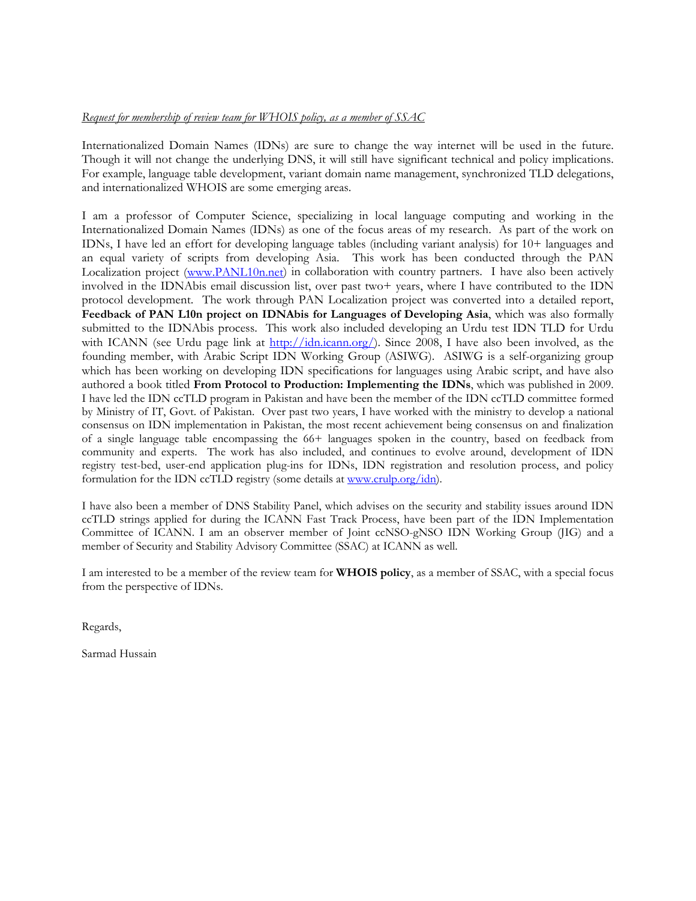*Request for membership of review team for WHOIS policy, as a member of SSAC*

Internationalized Domain Names (IDNs) are sure to change the way internet will be used in the future. Though it will not change the underlying DNS, it will still have significant technical and policy implications. For example, language table development, variant domain name management, synchronized TLD delegations, and internationalized WHOIS are some emerging areas.

I am a professor of Computer Science, specializing in local language computing and working in the Internationalized Domain Names (IDNs) as one of the focus areas of my research. As part of the work on IDNs, I have led an effort for developing language tables (including variant analysis) for 10+ languages and an equal variety of scripts from developing Asia. This work has been conducted through the PAN Localization project ([www.PANL10n.net](www.PANL10n.net)) in collaboration with country partners. I have also been actively involved in the IDNAbis email discussion list, over past two+ years, where I have contributed to the IDN protocol development. The work through PAN Localization project was converted into a detailed report, **Feedback of PAN L10n project on IDNAbis for Languages of Developing Asia**, which was also formally submitted to the IDNAbis process. This work also included developing an Urdu test IDN TLD for Urdu with ICANN (see Urdu page link at [http://idn.icann.org/](http://idn.icann.org/)). Since 2008, I have also been involved, as the founding member, with Arabic Script IDN Working Group (ASIWG). ASIWG is a self-organizing group which has been working on developing IDN specifications for languages using Arabic script, and have also authored a book titled **From Protocol to Production: Implementing the IDNs**, which was published in 2009. I have led the IDN ccTLD program in Pakistan and have been the member of the IDN ccTLD committee formed by Ministry of IT, Govt. of Pakistan. Over past two years, I have worked with the ministry to develop a national consensus on IDN implementation in Pakistan, the most recent achievement being consensus on and finalization of a single language table encompassing the 66+ languages spoken in the country, based on feedback from community and experts. The work has also included, and continues to evolve around, development of IDN registry test-bed, user-end application plug-ins for IDNs, IDN registration and resolution process, and policy formulation for the IDN ccTLD registry (some details at [www.crulp.org/idn](www.crulp.org/idn)).

I have also been a member of DNS Stability Panel, which advises on the security and stability issues around IDN ccTLD strings applied for during the ICANN Fast Track Process, have been part of the IDN Implementation Committee of ICANN. I am an observer member of Joint ccNSO-gNSO IDN Working Group (JIG) and a member of Security and Stability Advisory Committee (SSAC) at ICANN as well.

I am interested to be a member of the review team for **WHOIS policy**, as a member of SSAC, with a special focus from the perspective of IDNs.

Regards,

Sarmad Hussain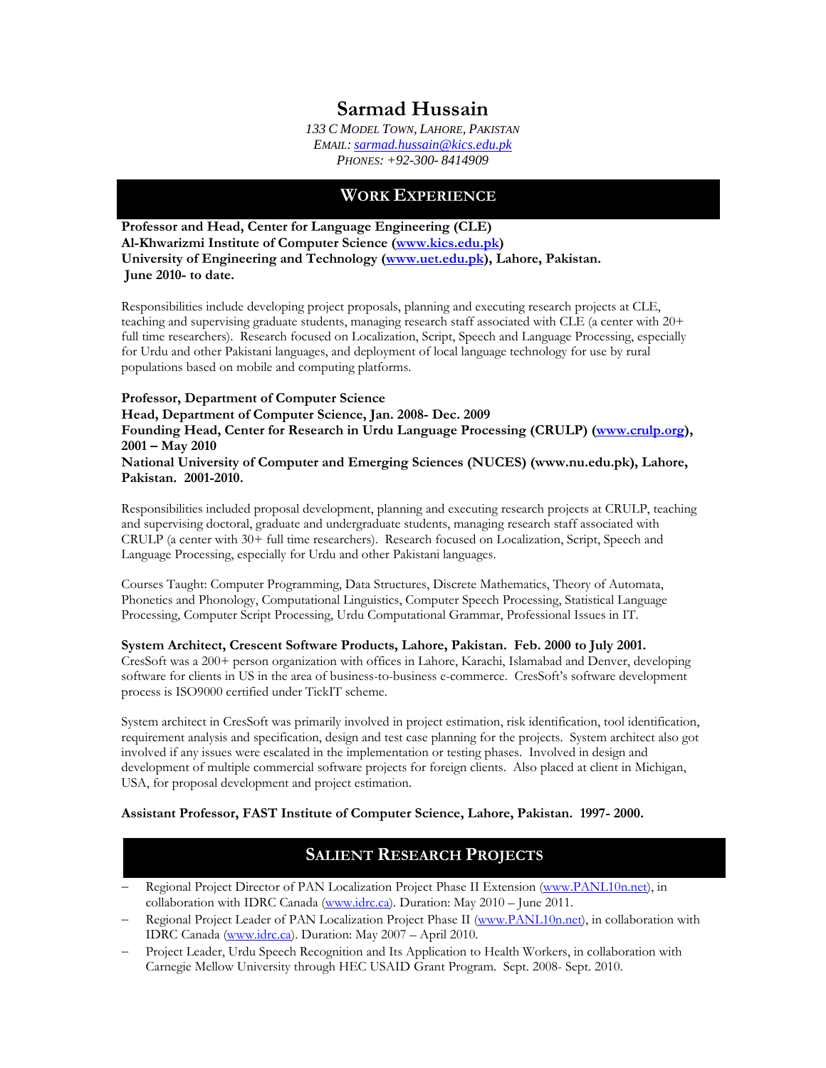# Sarmad Hussain

*133 C Model Town, Lahore, Pakistan*
*Email: sarmad.hussain@kics.edu.pk*
*Phones: +92-300- 8414909*

## Work Experience

**Professor and Head, Center for Language Engineering (CLE)**
**Al-Khwarizmi Institute of Computer Science (www.kics.edu.pk)**
**University of Engineering and Technology (www.uet.edu.pk), Lahore, Pakistan.**
**June 2010- to date.**

Responsibilities include developing project proposals, planning and executing research projects at CLE, teaching and supervising graduate students, managing research staff associated with CLE (a center with 20+ full time researchers). Research focused on Localization, Script, Speech and Language Processing, especially for Urdu and other Pakistani languages, and deployment of local language technology for use by rural populations based on mobile and computing platforms.

**Professor, Department of Computer Science**
**Head, Department of Computer Science, Jan. 2008- Dec. 2009**
**Founding Head, Center for Research in Urdu Language Processing (CRULP) (www.crulp.org), 2001 – May 2010**
**National University of Computer and Emerging Sciences (NUCES) (www.nu.edu.pk), Lahore, Pakistan. 2001-2010.**

Responsibilities included proposal development, planning and executing research projects at CRULP, teaching and supervising doctoral, graduate and undergraduate students, managing research staff associated with CRULP (a center with 30+ full time researchers). Research focused on Localization, Script, Speech and Language Processing, especially for Urdu and other Pakistani languages.

Courses Taught: Computer Programming, Data Structures, Discrete Mathematics, Theory of Automata, Phonetics and Phonology, Computational Linguistics, Computer Speech Processing, Statistical Language Processing, Computer Script Processing, Urdu Computational Grammar, Professional Issues in IT.

**System Architect, Crescent Software Products, Lahore, Pakistan. Feb. 2000 to July 2001.**
CresSoft was a 200+ person organization with offices in Lahore, Karachi, Islamabad and Denver, developing software for clients in US in the area of business-to-business e-commerce. CresSoft's software development process is ISO9000 certified under TickIT scheme.

System architect in CresSoft was primarily involved in project estimation, risk identification, tool identification, requirement analysis and specification, design and test case planning for the projects. System architect also got involved if any issues were escalated in the implementation or testing phases. Involved in design and development of multiple commercial software projects for foreign clients. Also placed at client in Michigan, USA, for proposal development and project estimation.

**Assistant Professor, FAST Institute of Computer Science, Lahore, Pakistan. 1997- 2000.**

## Salient Research Projects

- Regional Project Director of PAN Localization Project Phase II Extension (www.PANL10n.net), in collaboration with IDRC Canada (www.idrc.ca). Duration: May 2010 – June 2011.
- Regional Project Leader of PAN Localization Project Phase II (www.PANL10n.net), in collaboration with IDRC Canada (www.idrc.ca). Duration: May 2007 – April 2010.
- Project Leader, Urdu Speech Recognition and Its Application to Health Workers, in collaboration with Carnegie Mellow University through HEC USAID Grant Program. Sept. 2008- Sept. 2010.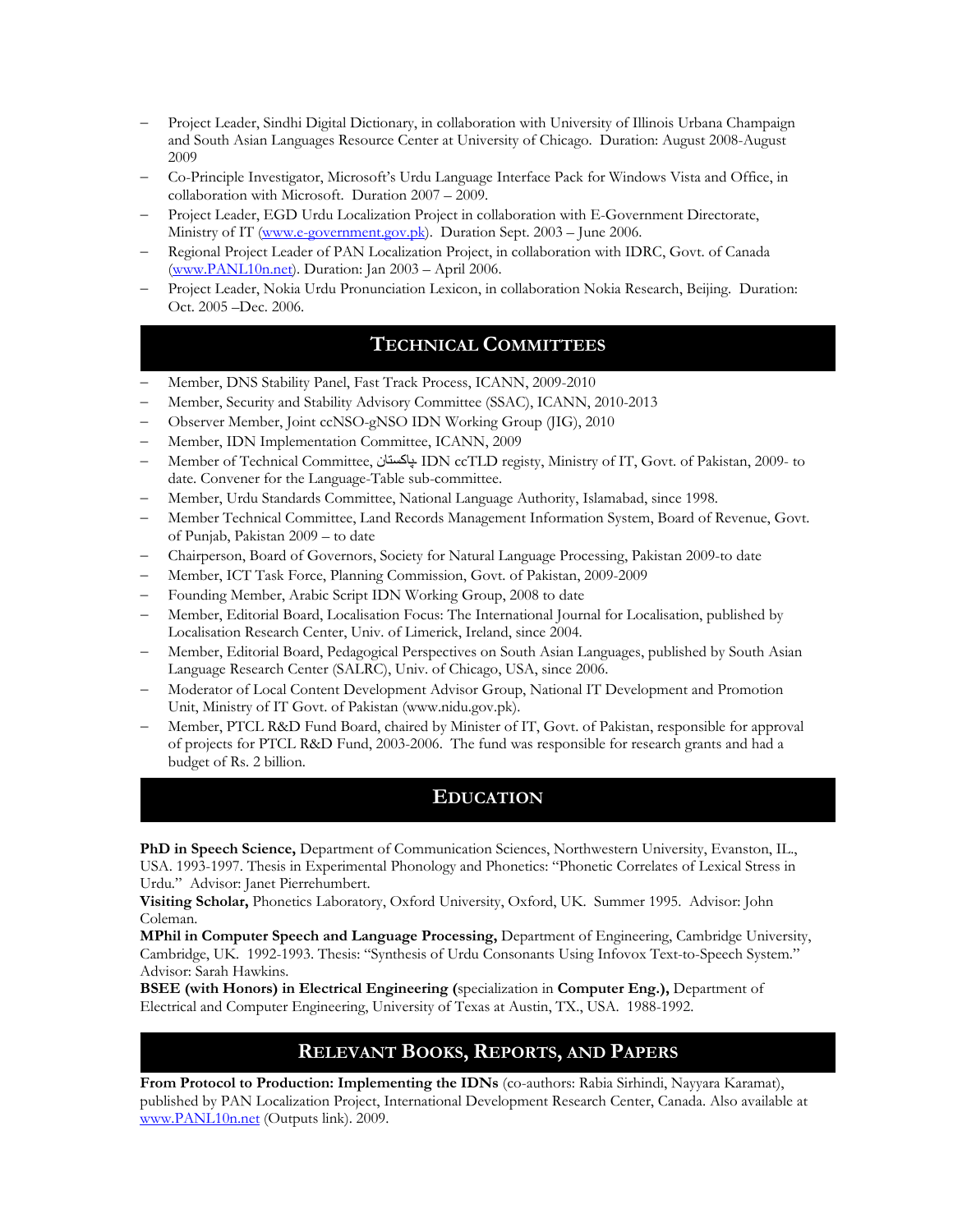- Project Leader, Sindhi Digital Dictionary, in collaboration with University of Illinois Urbana Champaign and South Asian Languages Resource Center at University of Chicago. Duration: August 2008-August 2009
- Co-Principle Investigator, Microsoft's Urdu Language Interface Pack for Windows Vista and Office, in collaboration with Microsoft. Duration 2007 – 2009.
- Project Leader, EGD Urdu Localization Project in collaboration with E-Government Directorate, Ministry of IT (www.e-government.gov.pk). Duration Sept. 2003 – June 2006.
- Regional Project Leader of PAN Localization Project, in collaboration with IDRC, Govt. of Canada (www.PANL10n.net). Duration: Jan 2003 – April 2006.
- Project Leader, Nokia Urdu Pronunciation Lexicon, in collaboration Nokia Research, Beijing. Duration: Oct. 2005 –Dec. 2006.

## Technical Committees

- Member, DNS Stability Panel, Fast Track Process, ICANN, 2009-2010
- Member, Security and Stability Advisory Committee (SSAC), ICANN, 2010-2013
- Observer Member, Joint ccNSO-gNSO IDN Working Group (JIG), 2010
- Member, IDN Implementation Committee, ICANN, 2009
- Member of Technical Committee, پاکستان IDN ccTLD registy, Ministry of IT, Govt. of Pakistan, 2009- to date. Convener for the Language-Table sub-committee.
- Member, Urdu Standards Committee, National Language Authority, Islamabad, since 1998.
- Member Technical Committee, Land Records Management Information System, Board of Revenue, Govt. of Punjab, Pakistan 2009 – to date
- Chairperson, Board of Governors, Society for Natural Language Processing, Pakistan 2009-to date
- Member, ICT Task Force, Planning Commission, Govt. of Pakistan, 2009-2009
- Founding Member, Arabic Script IDN Working Group, 2008 to date
- Member, Editorial Board, Localisation Focus: The International Journal for Localisation, published by Localisation Research Center, Univ. of Limerick, Ireland, since 2004.
- Member, Editorial Board, Pedagogical Perspectives on South Asian Languages, published by South Asian Language Research Center (SALRC), Univ. of Chicago, USA, since 2006.
- Moderator of Local Content Development Advisor Group, National IT Development and Promotion Unit, Ministry of IT Govt. of Pakistan (www.nidu.gov.pk).
- Member, PTCL R&D Fund Board, chaired by Minister of IT, Govt. of Pakistan, responsible for approval of projects for PTCL R&D Fund, 2003-2006. The fund was responsible for research grants and had a budget of Rs. 2 billion.

## Education

**PhD in Speech Science,** Department of Communication Sciences, Northwestern University, Evanston, IL., USA. 1993-1997. Thesis in Experimental Phonology and Phonetics: "Phonetic Correlates of Lexical Stress in Urdu." Advisor: Janet Pierrehumbert.
**Visiting Scholar,** Phonetics Laboratory, Oxford University, Oxford, UK. Summer 1995. Advisor: John Coleman.
**MPhil in Computer Speech and Language Processing,** Department of Engineering, Cambridge University, Cambridge, UK. 1992-1993. Thesis: "Synthesis of Urdu Consonants Using Infovox Text-to-Speech System." Advisor: Sarah Hawkins.
**BSEE (with Honors) in Electrical Engineering (**specialization in **Computer Eng.),** Department of Electrical and Computer Engineering, University of Texas at Austin, TX., USA. 1988-1992.

## Relevant Books, Reports, and Papers

**From Protocol to Production: Implementing the IDNs** (co-authors: Rabia Sirhindi, Nayyara Karamat), published by PAN Localization Project, International Development Research Center, Canada. Also available at www.PANL10n.net (Outputs link). 2009.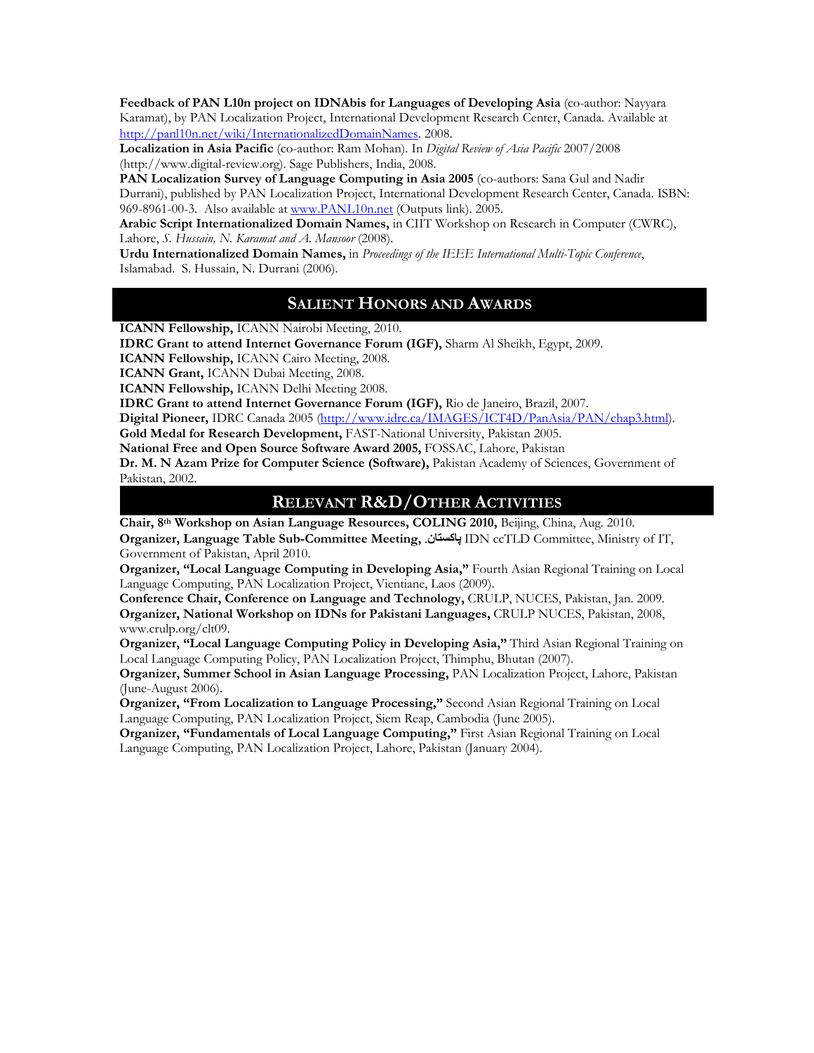**Feedback of PAN L10n project on IDNAbis for Languages of Developing Asia** (co-author: Nayyara Karamat), by PAN Localization Project, International Development Research Center, Canada. Available at http://panl10n.net/wiki/InternationalizedDomainNames. 2008.

**Localization in Asia Pacific** (co-author: Ram Mohan). In *Digital Review of Asia Pacific* 2007/2008 (http://www.digital-review.org). Sage Publishers, India, 2008.

**PAN Localization Survey of Language Computing in Asia 2005** (co-authors: Sana Gul and Nadir Durrani), published by PAN Localization Project, International Development Research Center, Canada. ISBN: 969-8961-00-3. Also available at www.PANL10n.net (Outputs link). 2005.

**Arabic Script Internationalized Domain Names,** in CIIT Workshop on Research in Computer (CWRC), Lahore, *S. Hussain, N. Karamat and A. Mansoor* (2008).

**Urdu Internationalized Domain Names,** in *Proceedings of the IEEE International Multi-Topic Conference*, Islamabad. S. Hussain, N. Durrani (2006).

## SALIENT HONORS AND AWARDS

**ICANN Fellowship,** ICANN Nairobi Meeting, 2010.

**IDRC Grant to attend Internet Governance Forum (IGF),** Sharm Al Sheikh, Egypt, 2009.

**ICANN Fellowship,** ICANN Cairo Meeting, 2008.

**ICANN Grant,** ICANN Dubai Meeting, 2008.

**ICANN Fellowship,** ICANN Delhi Meeting 2008.

**IDRC Grant to attend Internet Governance Forum (IGF),** Rio de Janeiro, Brazil, 2007.

**Digital Pioneer,** IDRC Canada 2005 (http://www.idrc.ca/IMAGES/ICT4D/PanAsia/PAN/chap3.html).

**Gold Medal for Research Development,** FAST-National University, Pakistan 2005.

**National Free and Open Source Software Award 2005,** FOSSAC, Lahore, Pakistan

**Dr. M. N Azam Prize for Computer Science (Software),** Pakistan Academy of Sciences, Government of Pakistan, 2002.

## RELEVANT R&D/OTHER ACTIVITIES

**Chair, 8th Workshop on Asian Language Resources, COLING 2010,** Beijing, China, Aug. 2010.

**Organizer, Language Table Sub-Committee Meeting, .پاکستان** IDN ccTLD Committee, Ministry of IT, Government of Pakistan, April 2010.

**Organizer, "Local Language Computing in Developing Asia,"** Fourth Asian Regional Training on Local Language Computing, PAN Localization Project, Vientiane, Laos (2009).

**Conference Chair, Conference on Language and Technology,** CRULP, NUCES, Pakistan, Jan. 2009.

**Organizer, National Workshop on IDNs for Pakistani Languages,** CRULP NUCES, Pakistan, 2008, www.crulp.org/clt09.

**Organizer, "Local Language Computing Policy in Developing Asia,"** Third Asian Regional Training on Local Language Computing Policy, PAN Localization Project, Thimphu, Bhutan (2007).

**Organizer, Summer School in Asian Language Processing,** PAN Localization Project, Lahore, Pakistan (June-August 2006).

**Organizer, "From Localization to Language Processing,"** Second Asian Regional Training on Local Language Computing, PAN Localization Project, Siem Reap, Cambodia (June 2005).

**Organizer, "Fundamentals of Local Language Computing,"** First Asian Regional Training on Local Language Computing, PAN Localization Project, Lahore, Pakistan (January 2004).